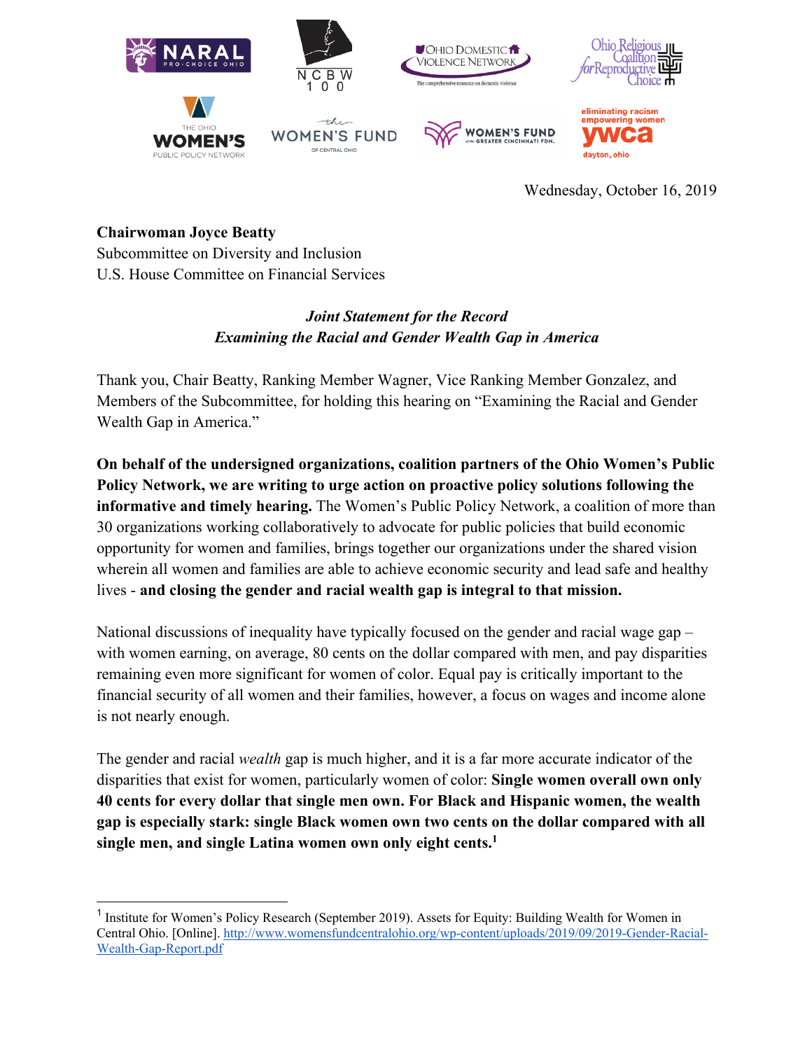Wednesday, October 16, 2019

**Chairwoman Joyce Beatty**
Subcommittee on Diversity and Inclusion
U.S. House Committee on Financial Services

***Joint Statement for the Record***
***Examining the Racial and Gender Wealth Gap in America***

Thank you, Chair Beatty, Ranking Member Wagner, Vice Ranking Member Gonzalez, and Members of the Subcommittee, for holding this hearing on "Examining the Racial and Gender Wealth Gap in America."

**On behalf of the undersigned organizations, coalition partners of the Ohio Women's Public Policy Network, we are writing to urge action on proactive policy solutions following the informative and timely hearing.** The Women's Public Policy Network, a coalition of more than 30 organizations working collaboratively to advocate for public policies that build economic opportunity for women and families, brings together our organizations under the shared vision wherein all women and families are able to achieve economic security and lead safe and healthy lives - **and closing the gender and racial wealth gap is integral to that mission.**

National discussions of inequality have typically focused on the gender and racial wage gap – with women earning, on average, 80 cents on the dollar compared with men, and pay disparities remaining even more significant for women of color. Equal pay is critically important to the financial security of all women and their families, however, a focus on wages and income alone is not nearly enough.

The gender and racial *wealth* gap is much higher, and it is a far more accurate indicator of the disparities that exist for women, particularly women of color: **Single women overall own only 40 cents for every dollar that single men own. For Black and Hispanic women, the wealth gap is especially stark: single Black women own two cents on the dollar compared with all single men, and single Latina women own only eight cents.**[1]

[1] Institute for Women's Policy Research (September 2019). Assets for Equity: Building Wealth for Women in Central Ohio. [Online]. http://www.womensfundcentralohio.org/wp-content/uploads/2019/09/2019-Gender-Racial-Wealth-Gap-Report.pdf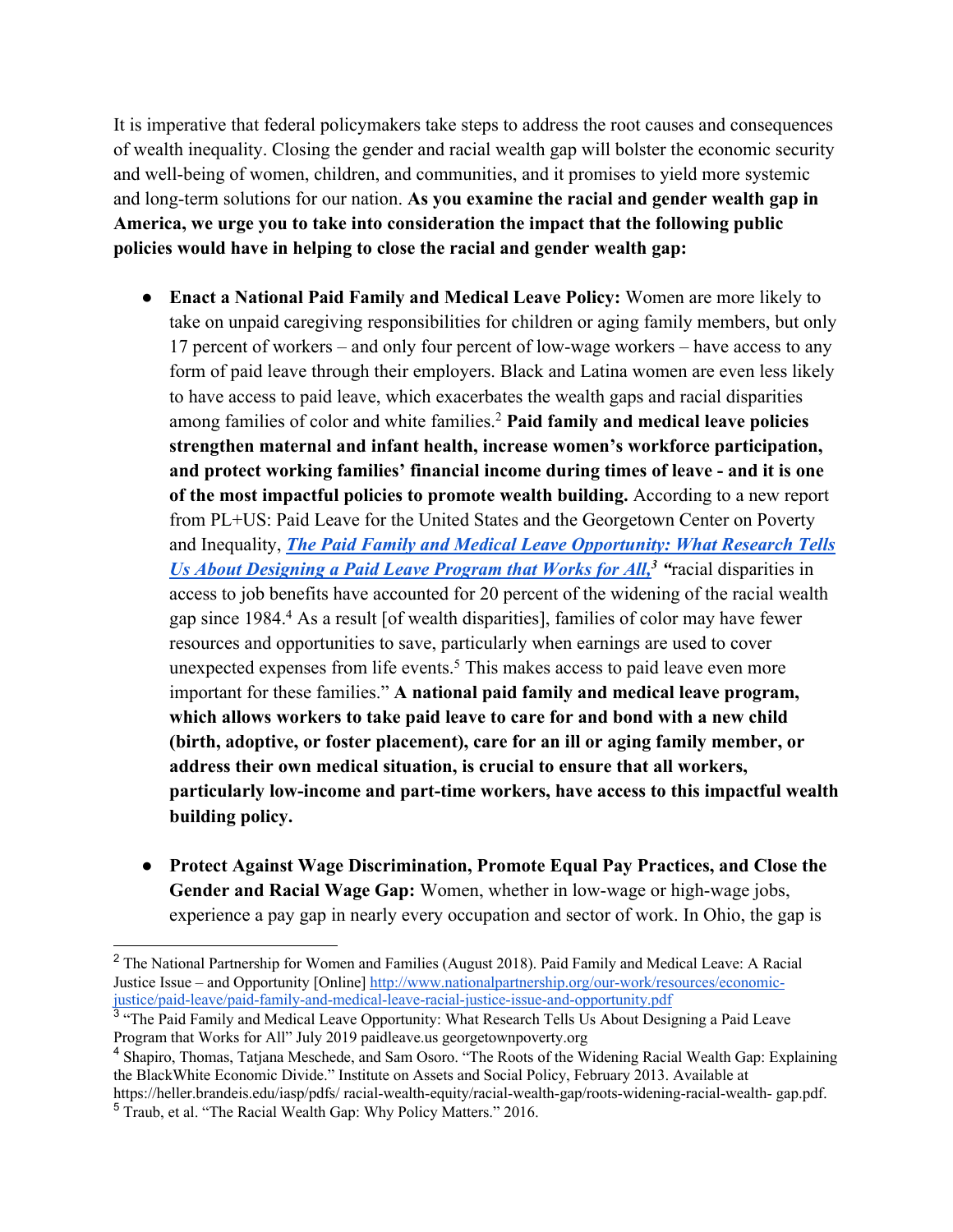It is imperative that federal policymakers take steps to address the root causes and consequences of wealth inequality. Closing the gender and racial wealth gap will bolster the economic security and well-being of women, children, and communities, and it promises to yield more systemic and long-term solutions for our nation. **As you examine the racial and gender wealth gap in America, we urge you to take into consideration the impact that the following public policies would have in helping to close the racial and gender wealth gap:**

- **Enact a National Paid Family and Medical Leave Policy:** Women are more likely to take on unpaid caregiving responsibilities for children or aging family members, but only 17 percent of workers – and only four percent of low-wage workers – have access to any form of paid leave through their employers. Black and Latina women are even less likely to have access to paid leave, which exacerbates the wealth gaps and racial disparities among families of color and white families.[2] **Paid family and medical leave policies strengthen maternal and infant health, increase women's workforce participation, and protect working families' financial income during times of leave - and it is one of the most impactful policies to promote wealth building.** According to a new report from PL+US: Paid Leave for the United States and the Georgetown Center on Poverty and Inequality, ***The Paid Family and Medical Leave Opportunity: What Research Tells Us About Designing a Paid Leave Program that Works for All,***[3] "racial disparities in access to job benefits have accounted for 20 percent of the widening of the racial wealth gap since 1984.[4] As a result [of wealth disparities], families of color may have fewer resources and opportunities to save, particularly when earnings are used to cover unexpected expenses from life events.[5] This makes access to paid leave even more important for these families." **A national paid family and medical leave program, which allows workers to take paid leave to care for and bond with a new child (birth, adoptive, or foster placement), care for an ill or aging family member, or address their own medical situation, is crucial to ensure that all workers, particularly low-income and part-time workers, have access to this impactful wealth building policy.**

- **Protect Against Wage Discrimination, Promote Equal Pay Practices, and Close the Gender and Racial Wage Gap:** Women, whether in low-wage or high-wage jobs, experience a pay gap in nearly every occupation and sector of work. In Ohio, the gap is

---

[2] The National Partnership for Women and Families (August 2018). Paid Family and Medical Leave: A Racial Justice Issue – and Opportunity [Online] http://www.nationalpartnership.org/our-work/resources/economic-justice/paid-leave/paid-family-and-medical-leave-racial-justice-issue-and-opportunity.pdf

[3] "The Paid Family and Medical Leave Opportunity: What Research Tells Us About Designing a Paid Leave Program that Works for All" July 2019 paidleave.us georgetownpoverty.org

[4] Shapiro, Thomas, Tatjana Meschede, and Sam Osoro. "The Roots of the Widening Racial Wealth Gap: Explaining the BlackWhite Economic Divide." Institute on Assets and Social Policy, February 2013. Available at https://heller.brandeis.edu/iasp/pdfs/ racial-wealth-equity/racial-wealth-gap/roots-widening-racial-wealth- gap.pdf.

[5] Traub, et al. "The Racial Wealth Gap: Why Policy Matters." 2016.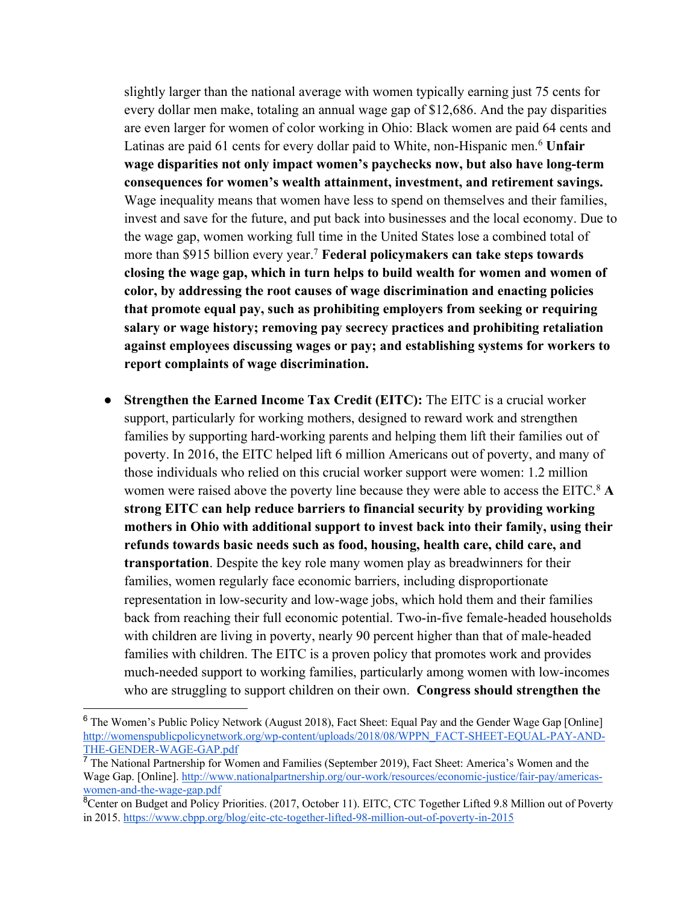slightly larger than the national average with women typically earning just 75 cents for every dollar men make, totaling an annual wage gap of $12,686. And the pay disparities are even larger for women of color working in Ohio: Black women are paid 64 cents and Latinas are paid 61 cents for every dollar paid to White, non-Hispanic men.[6] **Unfair wage disparities not only impact women's paychecks now, but also have long-term consequences for women's wealth attainment, investment, and retirement savings.** Wage inequality means that women have less to spend on themselves and their families, invest and save for the future, and put back into businesses and the local economy. Due to the wage gap, women working full time in the United States lose a combined total of more than $915 billion every year.[7] **Federal policymakers can take steps towards closing the wage gap, which in turn helps to build wealth for women and women of color, by addressing the root causes of wage discrimination and enacting policies that promote equal pay, such as prohibiting employers from seeking or requiring salary or wage history; removing pay secrecy practices and prohibiting retaliation against employees discussing wages or pay; and establishing systems for workers to report complaints of wage discrimination.**

- **Strengthen the Earned Income Tax Credit (EITC):** The EITC is a crucial worker support, particularly for working mothers, designed to reward work and strengthen families by supporting hard-working parents and helping them lift their families out of poverty. In 2016, the EITC helped lift 6 million Americans out of poverty, and many of those individuals who relied on this crucial worker support were women: 1.2 million women were raised above the poverty line because they were able to access the EITC.[8] **A strong EITC can help reduce barriers to financial security by providing working mothers in Ohio with additional support to invest back into their family, using their refunds towards basic needs such as food, housing, health care, child care, and transportation**. Despite the key role many women play as breadwinners for their families, women regularly face economic barriers, including disproportionate representation in low-security and low-wage jobs, which hold them and their families back from reaching their full economic potential. Two-in-five female-headed households with children are living in poverty, nearly 90 percent higher than that of male-headed families with children. The EITC is a proven policy that promotes work and provides much-needed support to working families, particularly among women with low-incomes who are struggling to support children on their own. **Congress should strengthen the**

[6] The Women's Public Policy Network (August 2018), Fact Sheet: Equal Pay and the Gender Wage Gap [Online] http://womenspublicpolicynetwork.org/wp-content/uploads/2018/08/WPPN_FACT-SHEET-EQUAL-PAY-AND-THE-GENDER-WAGE-GAP.pdf

[7] The National Partnership for Women and Families (September 2019), Fact Sheet: America's Women and the Wage Gap. [Online]. http://www.nationalpartnership.org/our-work/resources/economic-justice/fair-pay/americas-women-and-the-wage-gap.pdf

[8] Center on Budget and Policy Priorities. (2017, October 11). EITC, CTC Together Lifted 9.8 Million out of Poverty in 2015. https://www.cbpp.org/blog/eitc-ctc-together-lifted-98-million-out-of-poverty-in-2015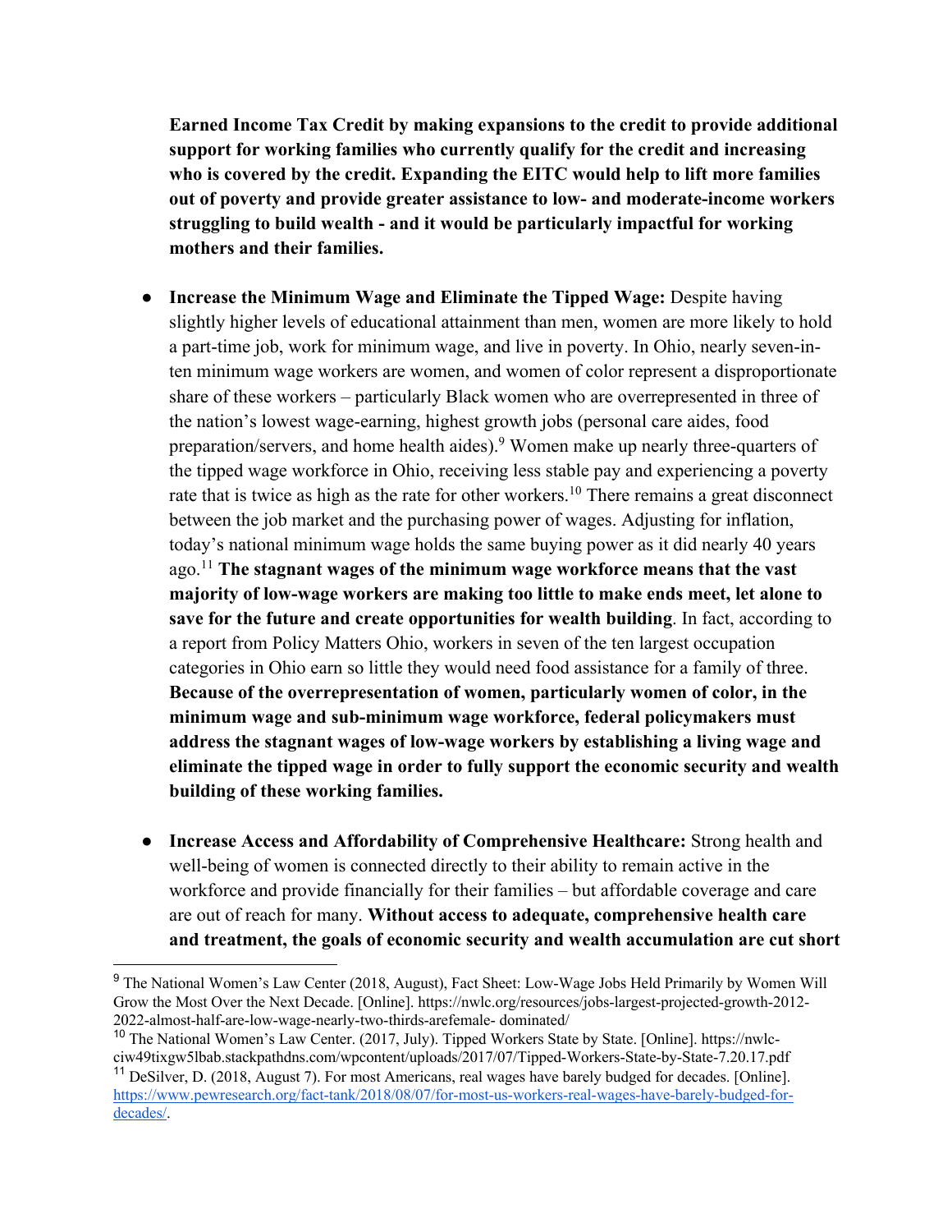**Earned Income Tax Credit by making expansions to the credit to provide additional support for working families who currently qualify for the credit and increasing who is covered by the credit. Expanding the EITC would help to lift more families out of poverty and provide greater assistance to low- and moderate-income workers struggling to build wealth - and it would be particularly impactful for working mothers and their families.**

- **Increase the Minimum Wage and Eliminate the Tipped Wage:** Despite having slightly higher levels of educational attainment than men, women are more likely to hold a part-time job, work for minimum wage, and live in poverty. In Ohio, nearly seven-in-ten minimum wage workers are women, and women of color represent a disproportionate share of these workers – particularly Black women who are overrepresented in three of the nation's lowest wage-earning, highest growth jobs (personal care aides, food preparation/servers, and home health aides).[9] Women make up nearly three-quarters of the tipped wage workforce in Ohio, receiving less stable pay and experiencing a poverty rate that is twice as high as the rate for other workers.[10] There remains a great disconnect between the job market and the purchasing power of wages. Adjusting for inflation, today's national minimum wage holds the same buying power as it did nearly 40 years ago.[11] **The stagnant wages of the minimum wage workforce means that the vast majority of low-wage workers are making too little to make ends meet, let alone to save for the future and create opportunities for wealth building**. In fact, according to a report from Policy Matters Ohio, workers in seven of the ten largest occupation categories in Ohio earn so little they would need food assistance for a family of three. **Because of the overrepresentation of women, particularly women of color, in the minimum wage and sub-minimum wage workforce, federal policymakers must address the stagnant wages of low-wage workers by establishing a living wage and eliminate the tipped wage in order to fully support the economic security and wealth building of these working families.**

- **Increase Access and Affordability of Comprehensive Healthcare:** Strong health and well-being of women is connected directly to their ability to remain active in the workforce and provide financially for their families – but affordable coverage and care are out of reach for many. **Without access to adequate, comprehensive health care and treatment, the goals of economic security and wealth accumulation are cut short**

---

[9] The National Women's Law Center (2018, August), Fact Sheet: Low-Wage Jobs Held Primarily by Women Will Grow the Most Over the Next Decade. [Online]. https://nwlc.org/resources/jobs-largest-projected-growth-2012-2022-almost-half-are-low-wage-nearly-two-thirds-arefemale- dominated/

[10] The National Women's Law Center. (2017, July). Tipped Workers State by State. [Online]. https://nwlc-ciw49tixgw5lbab.stackpathdns.com/wpcontent/uploads/2017/07/Tipped-Workers-State-by-State-7.20.17.pdf

[11] DeSilver, D. (2018, August 7). For most Americans, real wages have barely budged for decades. [Online]. https://www.pewresearch.org/fact-tank/2018/08/07/for-most-us-workers-real-wages-have-barely-budged-for-decades/.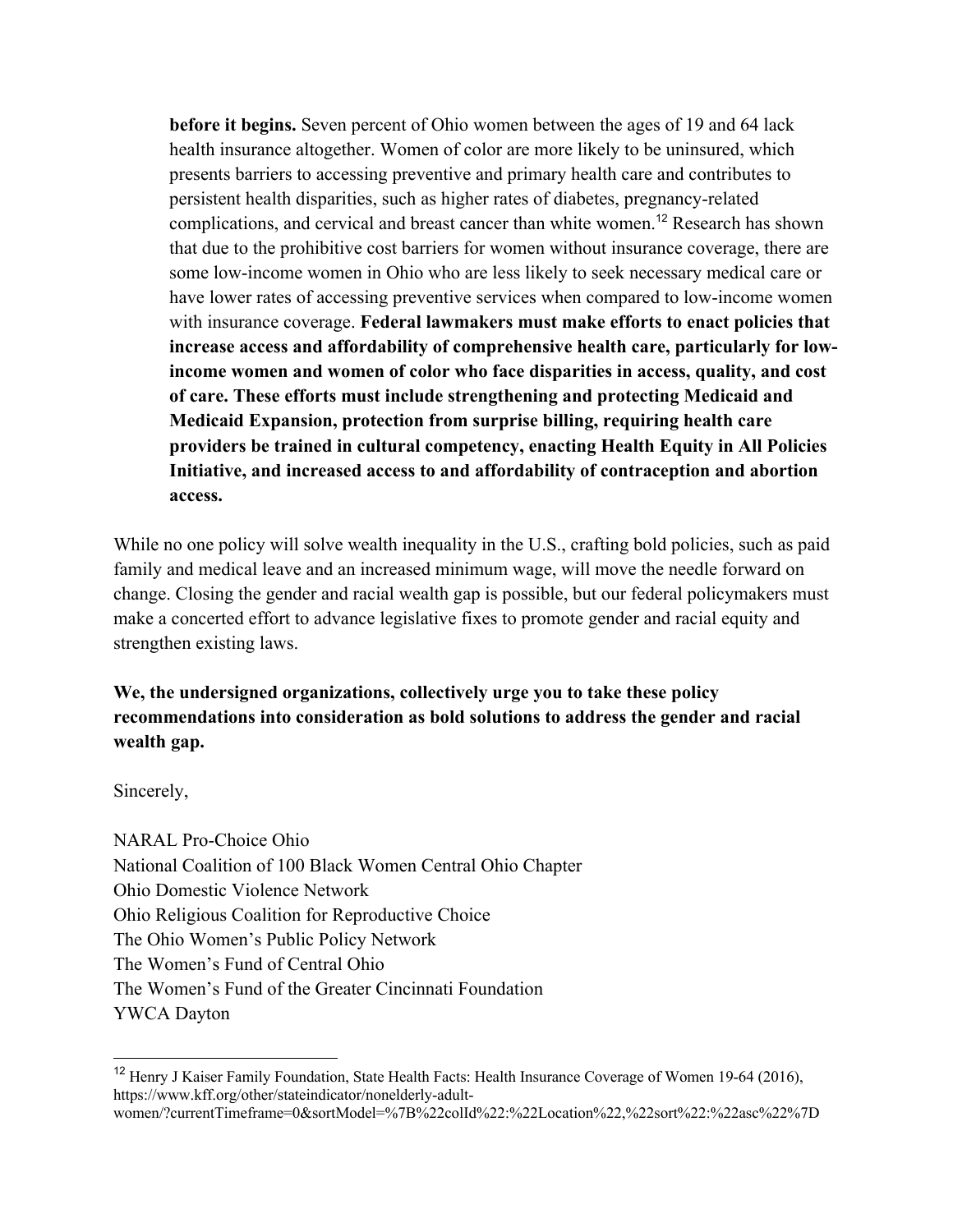**before it begins.** Seven percent of Ohio women between the ages of 19 and 64 lack health insurance altogether. Women of color are more likely to be uninsured, which presents barriers to accessing preventive and primary health care and contributes to persistent health disparities, such as higher rates of diabetes, pregnancy-related complications, and cervical and breast cancer than white women.[12] Research has shown that due to the prohibitive cost barriers for women without insurance coverage, there are some low-income women in Ohio who are less likely to seek necessary medical care or have lower rates of accessing preventive services when compared to low-income women with insurance coverage. **Federal lawmakers must make efforts to enact policies that increase access and affordability of comprehensive health care, particularly for low-income women and women of color who face disparities in access, quality, and cost of care. These efforts must include strengthening and protecting Medicaid and Medicaid Expansion, protection from surprise billing, requiring health care providers be trained in cultural competency, enacting Health Equity in All Policies Initiative, and increased access to and affordability of contraception and abortion access.**

While no one policy will solve wealth inequality in the U.S., crafting bold policies, such as paid family and medical leave and an increased minimum wage, will move the needle forward on change. Closing the gender and racial wealth gap is possible, but our federal policymakers must make a concerted effort to advance legislative fixes to promote gender and racial equity and strengthen existing laws.

**We, the undersigned organizations, collectively urge you to take these policy recommendations into consideration as bold solutions to address the gender and racial wealth gap.**

Sincerely,

NARAL Pro-Choice Ohio
National Coalition of 100 Black Women Central Ohio Chapter
Ohio Domestic Violence Network
Ohio Religious Coalition for Reproductive Choice
The Ohio Women's Public Policy Network
The Women's Fund of Central Ohio
The Women's Fund of the Greater Cincinnati Foundation
YWCA Dayton

---

[12] Henry J Kaiser Family Foundation, State Health Facts: Health Insurance Coverage of Women 19-64 (2016), https://www.kff.org/other/stateindicator/nonelderly-adult-women/?currentTimeframe=0&sortModel=%7B%22colId%22:%22Location%22,%22sort%22:%22asc%22%7D